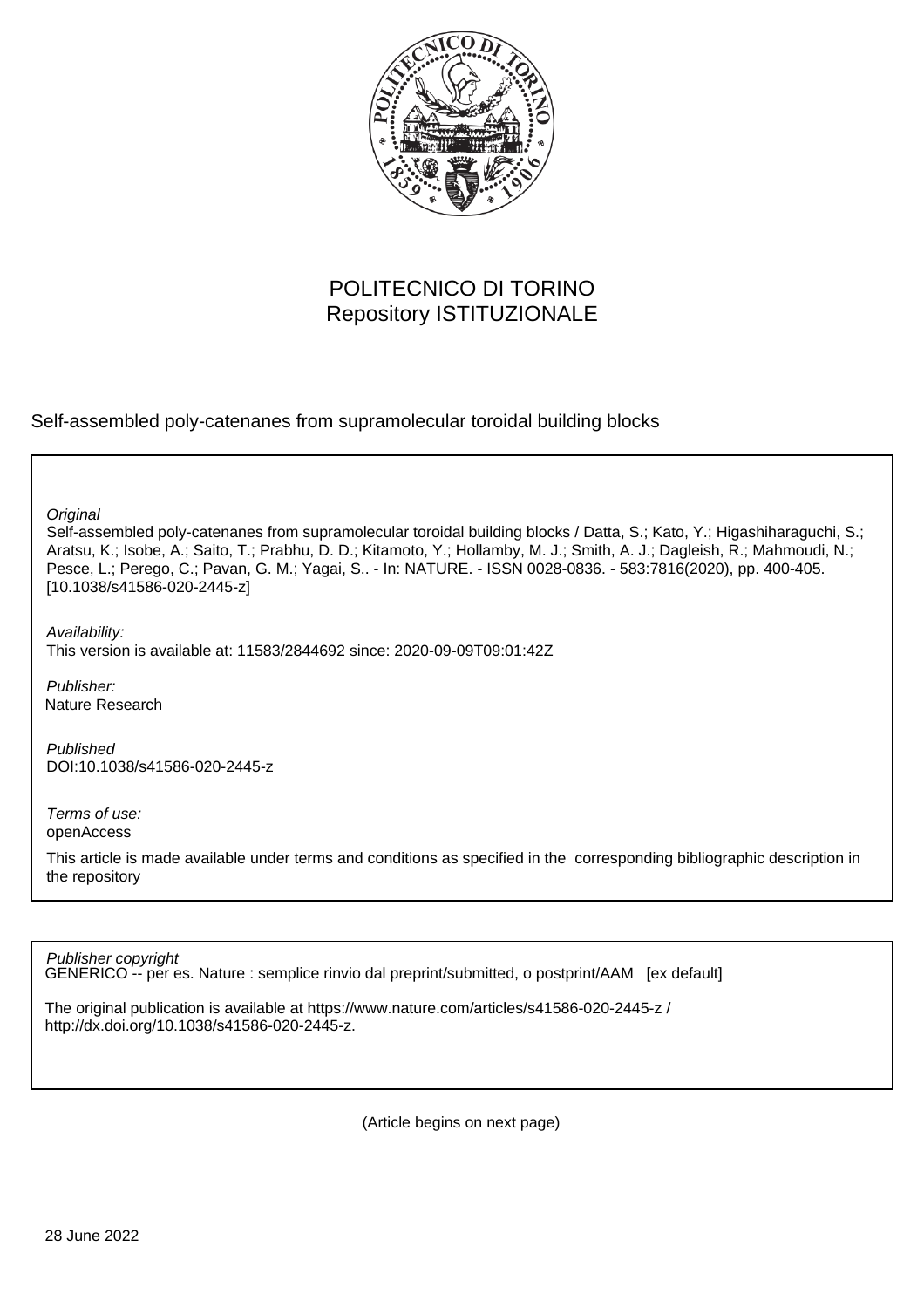POLITECNICO DI TORINO
Repository ISTITUZIONALE

Self-assembled poly-catenanes from supramolecular toroidal building blocks

*Original*
Self-assembled poly-catenanes from supramolecular toroidal building blocks / Datta, S.; Kato, Y.; Higashiharaguchi, S.; Aratsu, K.; Isobe, A.; Saito, T.; Prabhu, D. D.; Kitamoto, Y.; Hollamby, M. J.; Smith, A. J.; Dagleish, R.; Mahmoudi, N.; Pesce, L.; Perego, C.; Pavan, G. M.; Yagai, S.. - In: NATURE. - ISSN 0028-0836. - 583:7816(2020), pp. 400-405. [10.1038/s41586-020-2445-z]

*Availability:*
This version is available at: 11583/2844692 since: 2020-09-09T09:01:42Z

*Publisher:*
Nature Research

*Published*
DOI:10.1038/s41586-020-2445-z

*Terms of use:*
openAccess

This article is made available under terms and conditions as specified in the corresponding bibliographic description in the repository

*Publisher copyright*
GENERICO -- per es. Nature : semplice rinvio dal preprint/submitted, o postprint/AAM [ex default]

The original publication is available at https://www.nature.com/articles/s41586-020-2445-z / http://dx.doi.org/10.1038/s41586-020-2445-z.

(Article begins on next page)

28 June 2022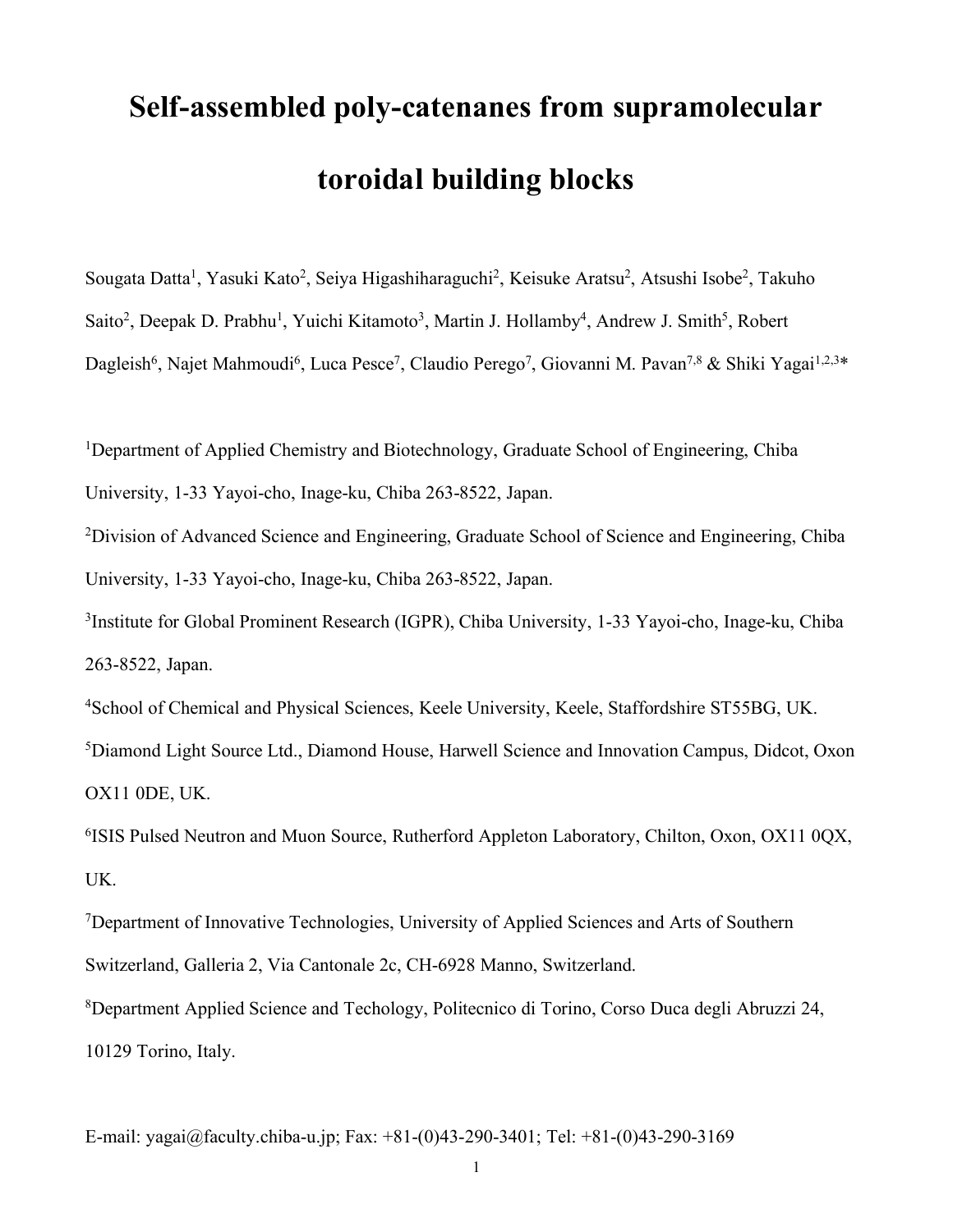# Self-assembled poly-catenanes from supramolecular toroidal building blocks

Sougata Datta[1], Yasuki Kato[2], Seiya Higashiharaguchi[2], Keisuke Aratsu[2], Atsushi Isobe[2], Takuho Saito[2], Deepak D. Prabhu[1], Yuichi Kitamoto[3], Martin J. Hollamby[4], Andrew J. Smith[5], Robert Dagleish[6], Najet Mahmoudi[6], Luca Pesce[7], Claudio Perego[7], Giovanni M. Pavan[7,8] & Shiki Yagai[1,2,3]*

[1]Department of Applied Chemistry and Biotechnology, Graduate School of Engineering, Chiba University, 1-33 Yayoi-cho, Inage-ku, Chiba 263-8522, Japan.

[2]Division of Advanced Science and Engineering, Graduate School of Science and Engineering, Chiba University, 1-33 Yayoi-cho, Inage-ku, Chiba 263-8522, Japan.

[3]Institute for Global Prominent Research (IGPR), Chiba University, 1-33 Yayoi-cho, Inage-ku, Chiba 263-8522, Japan.

[4]School of Chemical and Physical Sciences, Keele University, Keele, Staffordshire ST55BG, UK.

[5]Diamond Light Source Ltd., Diamond House, Harwell Science and Innovation Campus, Didcot, Oxon OX11 0DE, UK.

[6]ISIS Pulsed Neutron and Muon Source, Rutherford Appleton Laboratory, Chilton, Oxon, OX11 0QX, UK.

[7]Department of Innovative Technologies, University of Applied Sciences and Arts of Southern Switzerland, Galleria 2, Via Cantonale 2c, CH-6928 Manno, Switzerland.

[8]Department Applied Science and Techology, Politecnico di Torino, Corso Duca degli Abruzzi 24, 10129 Torino, Italy.

E-mail: yagai@faculty.chiba-u.jp; Fax: +81-(0)43-290-3401; Tel: +81-(0)43-290-3169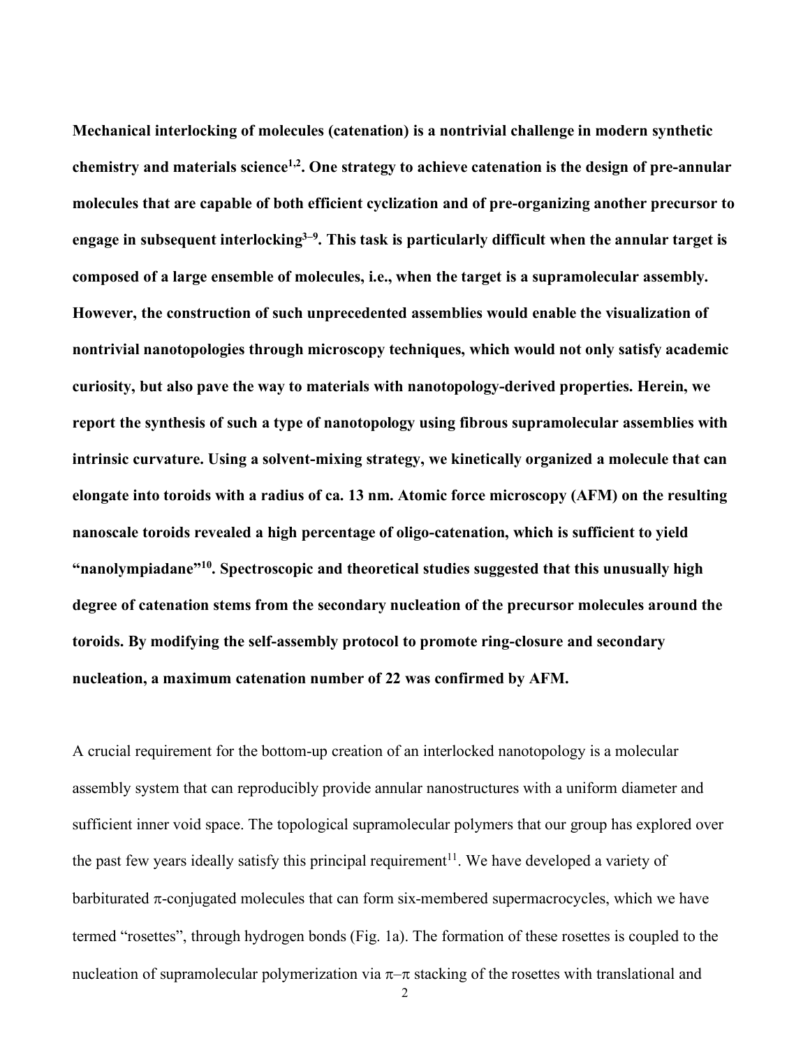**Mechanical interlocking of molecules (catenation) is a nontrivial challenge in modern synthetic chemistry and materials science[1,2]. One strategy to achieve catenation is the design of pre-annular molecules that are capable of both efficient cyclization and of pre-organizing another precursor to engage in subsequent interlocking[3–9]. This task is particularly difficult when the annular target is composed of a large ensemble of molecules, i.e., when the target is a supramolecular assembly. However, the construction of such unprecedented assemblies would enable the visualization of nontrivial nanotopologies through microscopy techniques, which would not only satisfy academic curiosity, but also pave the way to materials with nanotopology-derived properties. Herein, we report the synthesis of such a type of nanotopology using fibrous supramolecular assemblies with intrinsic curvature. Using a solvent-mixing strategy, we kinetically organized a molecule that can elongate into toroids with a radius of ca. 13 nm. Atomic force microscopy (AFM) on the resulting nanoscale toroids revealed a high percentage of oligo-catenation, which is sufficient to yield "nanolympiadane"[10]. Spectroscopic and theoretical studies suggested that this unusually high degree of catenation stems from the secondary nucleation of the precursor molecules around the toroids. By modifying the self-assembly protocol to promote ring-closure and secondary nucleation, a maximum catenation number of 22 was confirmed by AFM.**

A crucial requirement for the bottom-up creation of an interlocked nanotopology is a molecular assembly system that can reproducibly provide annular nanostructures with a uniform diameter and sufficient inner void space. The topological supramolecular polymers that our group has explored over the past few years ideally satisfy this principal requirement[11]. We have developed a variety of barbiturated π-conjugated molecules that can form six-membered supermacrocycles, which we have termed "rosettes", through hydrogen bonds (Fig. 1a). The formation of these rosettes is coupled to the nucleation of supramolecular polymerization via π–π stacking of the rosettes with translational and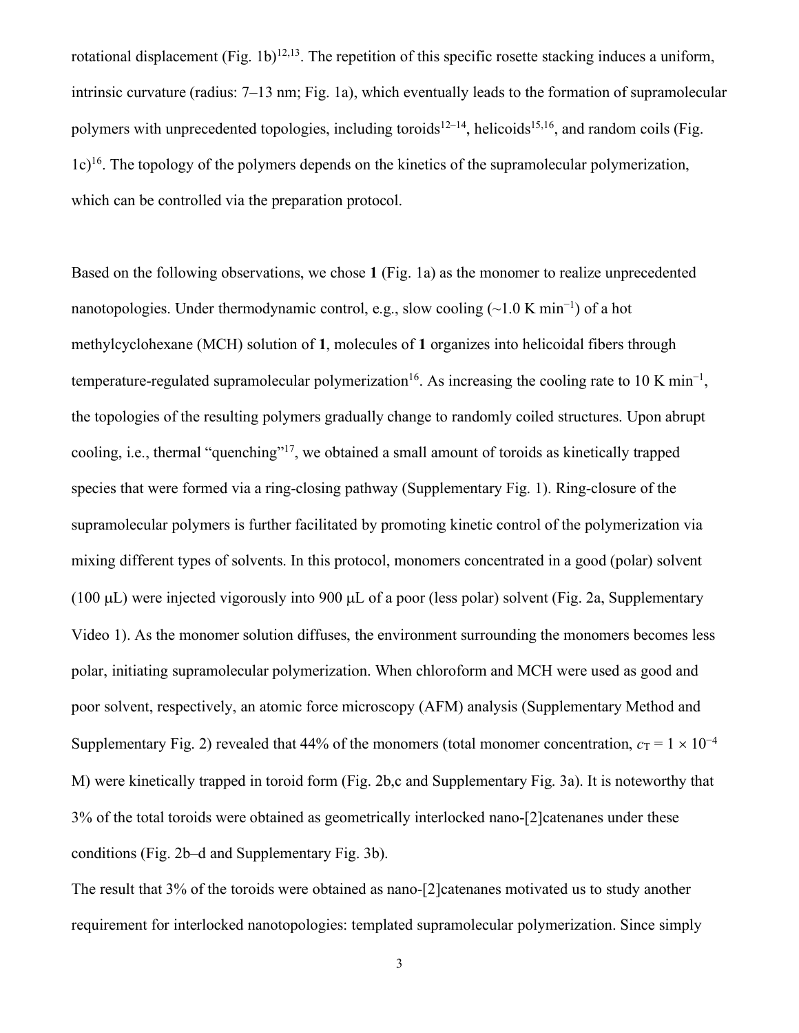rotational displacement (Fig. 1b)[12,13]. The repetition of this specific rosette stacking induces a uniform, intrinsic curvature (radius: 7–13 nm; Fig. 1a), which eventually leads to the formation of supramolecular polymers with unprecedented topologies, including toroids[12–14], helicoids[15,16], and random coils (Fig. 1c)[16]. The topology of the polymers depends on the kinetics of the supramolecular polymerization, which can be controlled via the preparation protocol.

Based on the following observations, we chose **1** (Fig. 1a) as the monomer to realize unprecedented nanotopologies. Under thermodynamic control, e.g., slow cooling (~1.0 K min$^{-1}$) of a hot methylcyclohexane (MCH) solution of **1**, molecules of **1** organizes into helicoidal fibers through temperature-regulated supramolecular polymerization[16]. As increasing the cooling rate to 10 K min$^{-1}$, the topologies of the resulting polymers gradually change to randomly coiled structures. Upon abrupt cooling, i.e., thermal "quenching"[17], we obtained a small amount of toroids as kinetically trapped species that were formed via a ring-closing pathway (Supplementary Fig. 1). Ring-closure of the supramolecular polymers is further facilitated by promoting kinetic control of the polymerization via mixing different types of solvents. In this protocol, monomers concentrated in a good (polar) solvent (100 μL) were injected vigorously into 900 μL of a poor (less polar) solvent (Fig. 2a, Supplementary Video 1). As the monomer solution diffuses, the environment surrounding the monomers becomes less polar, initiating supramolecular polymerization. When chloroform and MCH were used as good and poor solvent, respectively, an atomic force microscopy (AFM) analysis (Supplementary Method and Supplementary Fig. 2) revealed that 44% of the monomers (total monomer concentration, $c_T = 1 \times 10^{-4}$ M) were kinetically trapped in toroid form (Fig. 2b,c and Supplementary Fig. 3a). It is noteworthy that 3% of the total toroids were obtained as geometrically interlocked nano-[2]catenanes under these conditions (Fig. 2b–d and Supplementary Fig. 3b).

The result that 3% of the toroids were obtained as nano-[2]catenanes motivated us to study another requirement for interlocked nanotopologies: templated supramolecular polymerization. Since simply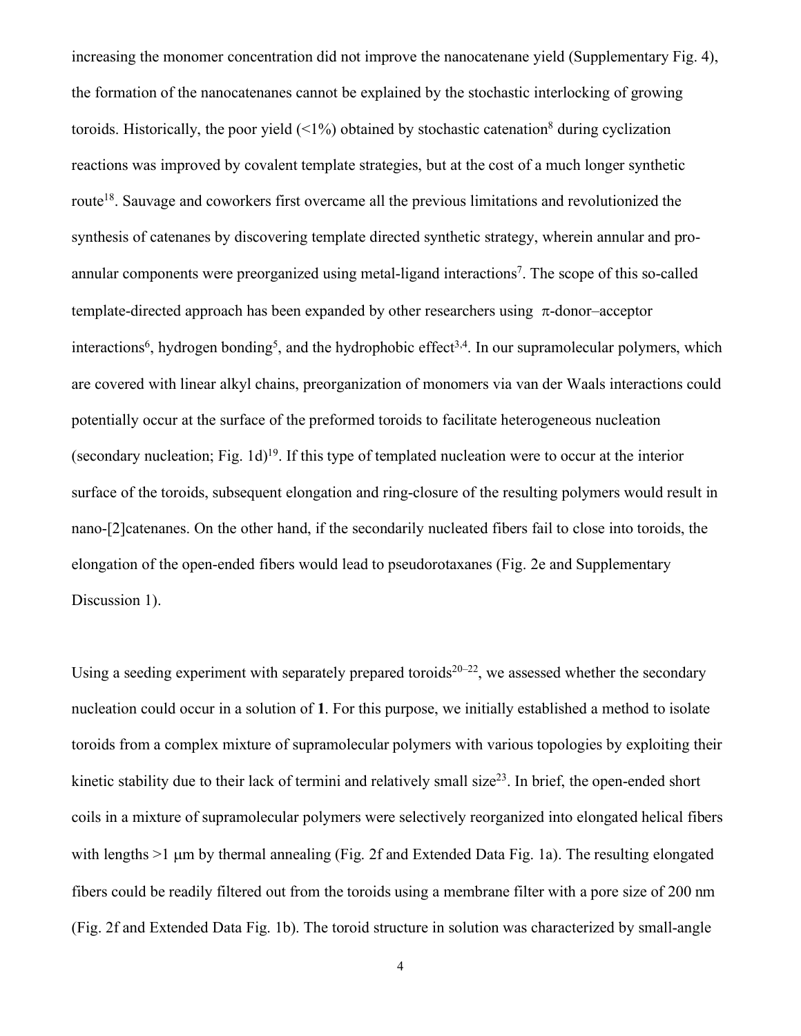increasing the monomer concentration did not improve the nanocatenane yield (Supplementary Fig. 4), the formation of the nanocatenanes cannot be explained by the stochastic interlocking of growing toroids. Historically, the poor yield (<1%) obtained by stochastic catenation[8] during cyclization reactions was improved by covalent template strategies, but at the cost of a much longer synthetic route[18]. Sauvage and coworkers first overcame all the previous limitations and revolutionized the synthesis of catenanes by discovering template directed synthetic strategy, wherein annular and pro-annular components were preorganized using metal-ligand interactions[7]. The scope of this so-called template-directed approach has been expanded by other researchers using π-donor–acceptor interactions[6], hydrogen bonding[5], and the hydrophobic effect[3,4]. In our supramolecular polymers, which are covered with linear alkyl chains, preorganization of monomers via van der Waals interactions could potentially occur at the surface of the preformed toroids to facilitate heterogeneous nucleation (secondary nucleation; Fig. 1d)[19]. If this type of templated nucleation were to occur at the interior surface of the toroids, subsequent elongation and ring-closure of the resulting polymers would result in nano-[2]catenanes. On the other hand, if the secondarily nucleated fibers fail to close into toroids, the elongation of the open-ended fibers would lead to pseudorotaxanes (Fig. 2e and Supplementary Discussion 1).

Using a seeding experiment with separately prepared toroids[20–22], we assessed whether the secondary nucleation could occur in a solution of **1**. For this purpose, we initially established a method to isolate toroids from a complex mixture of supramolecular polymers with various topologies by exploiting their kinetic stability due to their lack of termini and relatively small size[23]. In brief, the open-ended short coils in a mixture of supramolecular polymers were selectively reorganized into elongated helical fibers with lengths >1 μm by thermal annealing (Fig. 2f and Extended Data Fig. 1a). The resulting elongated fibers could be readily filtered out from the toroids using a membrane filter with a pore size of 200 nm (Fig. 2f and Extended Data Fig. 1b). The toroid structure in solution was characterized by small-angle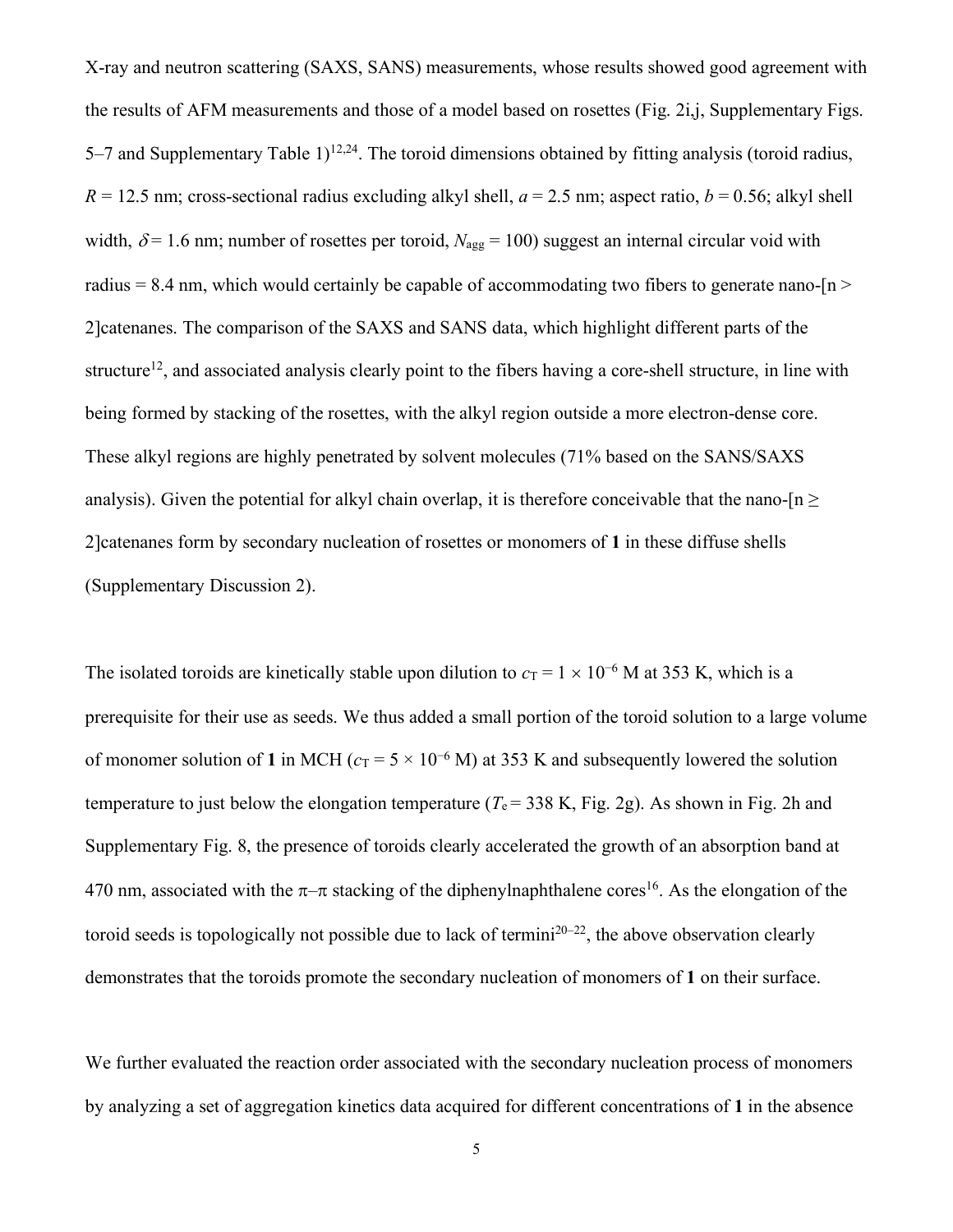X-ray and neutron scattering (SAXS, SANS) measurements, whose results showed good agreement with the results of AFM measurements and those of a model based on rosettes (Fig. 2i,j, Supplementary Figs. 5–7 and Supplementary Table 1)[12,24]. The toroid dimensions obtained by fitting analysis (toroid radius, $R$ = 12.5 nm; cross-sectional radius excluding alkyl shell, $a$ = 2.5 nm; aspect ratio, $b$ = 0.56; alkyl shell width, $\delta$ = 1.6 nm; number of rosettes per toroid, $N_{agg}$ = 100) suggest an internal circular void with radius = 8.4 nm, which would certainly be capable of accommodating two fibers to generate nano-[n > 2]catenanes. The comparison of the SAXS and SANS data, which highlight different parts of the structure[12], and associated analysis clearly point to the fibers having a core-shell structure, in line with being formed by stacking of the rosettes, with the alkyl region outside a more electron-dense core. These alkyl regions are highly penetrated by solvent molecules (71% based on the SANS/SAXS analysis). Given the potential for alkyl chain overlap, it is therefore conceivable that the nano-[n ≥ 2]catenanes form by secondary nucleation of rosettes or monomers of **1** in these diffuse shells (Supplementary Discussion 2).

The isolated toroids are kinetically stable upon dilution to $c_T = 1 \times 10^{-6}$ M at 353 K, which is a prerequisite for their use as seeds. We thus added a small portion of the toroid solution to a large volume of monomer solution of **1** in MCH ($c_T = 5 \times 10^{-6}$ M) at 353 K and subsequently lowered the solution temperature to just below the elongation temperature ($T_e$ = 338 K, Fig. 2g). As shown in Fig. 2h and Supplementary Fig. 8, the presence of toroids clearly accelerated the growth of an absorption band at 470 nm, associated with the π–π stacking of the diphenylnaphthalene cores[16]. As the elongation of the toroid seeds is topologically not possible due to lack of termini[20–22], the above observation clearly demonstrates that the toroids promote the secondary nucleation of monomers of **1** on their surface.

We further evaluated the reaction order associated with the secondary nucleation process of monomers by analyzing a set of aggregation kinetics data acquired for different concentrations of **1** in the absence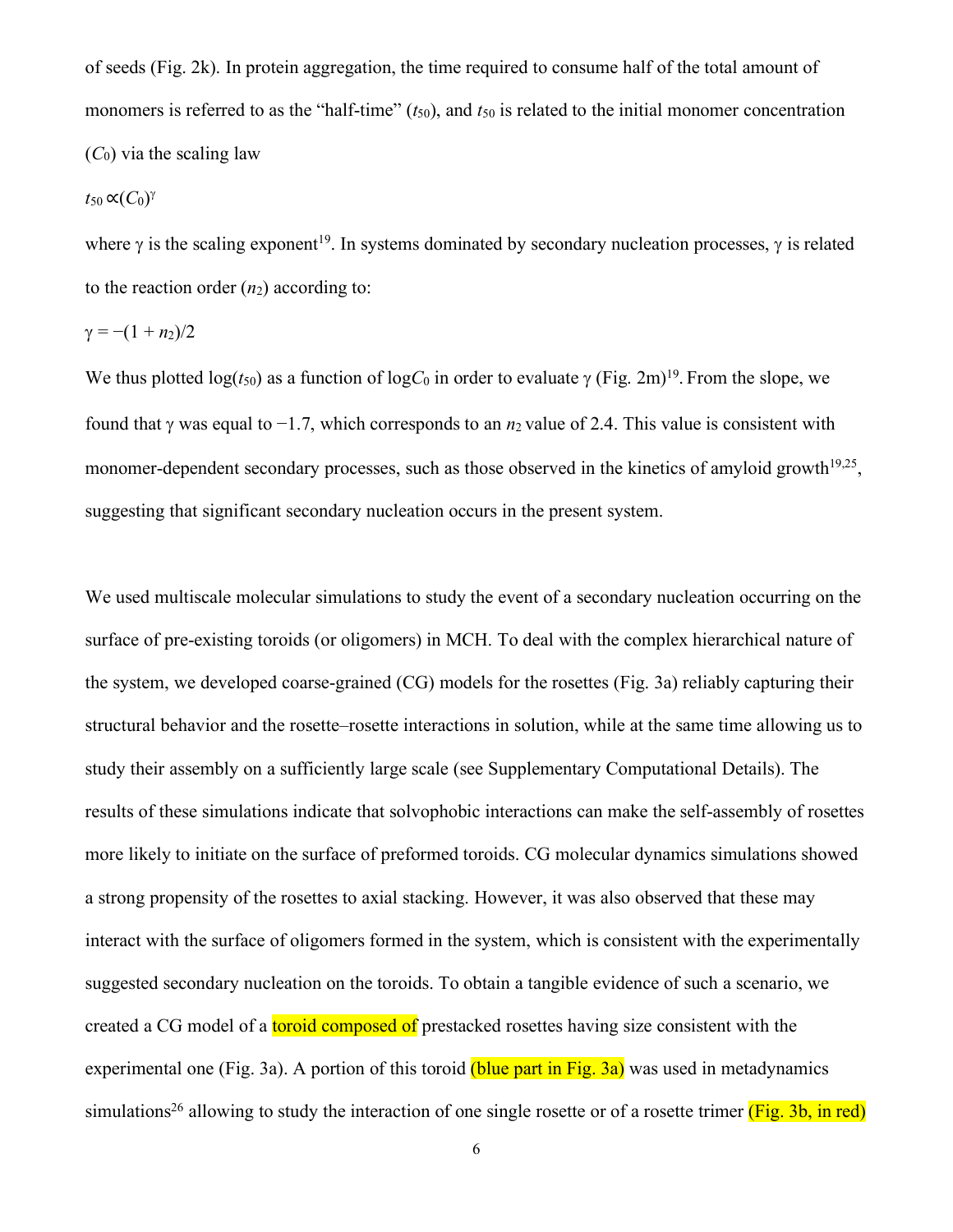of seeds (Fig. 2k). In protein aggregation, the time required to consume half of the total amount of monomers is referred to as the "half-time" ($t_{50}$), and $t_{50}$ is related to the initial monomer concentration ($C_0$) via the scaling law

$$t_{50} \propto (C_0)^{\gamma}$$

where γ is the scaling exponent[19]. In systems dominated by secondary nucleation processes, γ is related to the reaction order ($n_2$) according to:

$$\gamma = -(1 + n_2)/2$$

We thus plotted $\log(t_{50})$ as a function of $\log C_0$ in order to evaluate γ (Fig. 2m)[19]. From the slope, we found that γ was equal to −1.7, which corresponds to an $n_2$ value of 2.4. This value is consistent with monomer-dependent secondary processes, such as those observed in the kinetics of amyloid growth[19,25], suggesting that significant secondary nucleation occurs in the present system.

We used multiscale molecular simulations to study the event of a secondary nucleation occurring on the surface of pre-existing toroids (or oligomers) in MCH. To deal with the complex hierarchical nature of the system, we developed coarse-grained (CG) models for the rosettes (Fig. 3a) reliably capturing their structural behavior and the rosette–rosette interactions in solution, while at the same time allowing us to study their assembly on a sufficiently large scale (see Supplementary Computational Details). The results of these simulations indicate that solvophobic interactions can make the self-assembly of rosettes more likely to initiate on the surface of preformed toroids. CG molecular dynamics simulations showed a strong propensity of the rosettes to axial stacking. However, it was also observed that these may interact with the surface of oligomers formed in the system, which is consistent with the experimentally suggested secondary nucleation on the toroids. To obtain a tangible evidence of such a scenario, we created a CG model of a toroid composed of prestacked rosettes having size consistent with the experimental one (Fig. 3a). A portion of this toroid (blue part in Fig. 3a) was used in metadynamics simulations[26] allowing to study the interaction of one single rosette or of a rosette trimer (Fig. 3b, in red)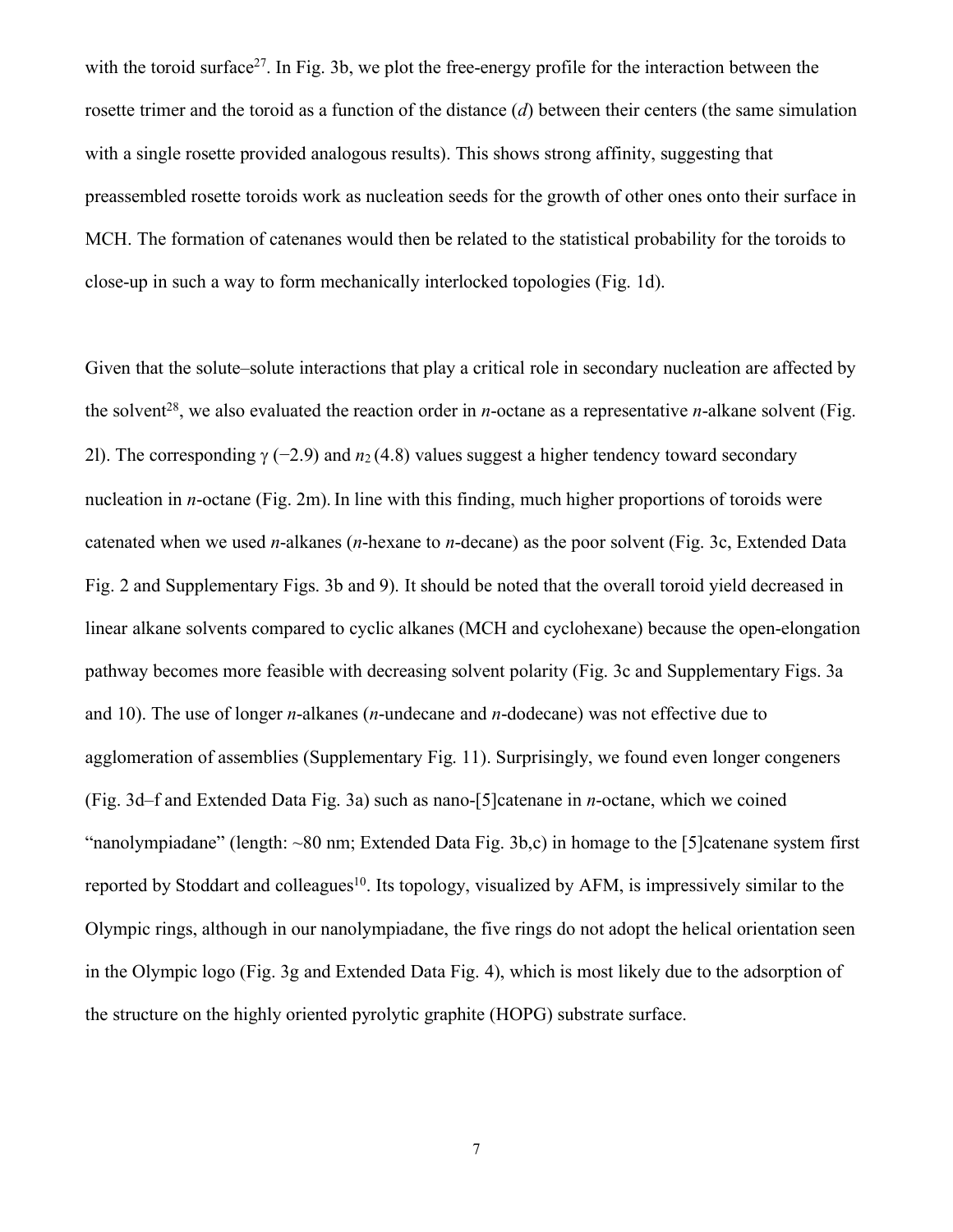with the toroid surface[27]. In Fig. 3b, we plot the free-energy profile for the interaction between the rosette trimer and the toroid as a function of the distance (*d*) between their centers (the same simulation with a single rosette provided analogous results). This shows strong affinity, suggesting that preassembled rosette toroids work as nucleation seeds for the growth of other ones onto their surface in MCH. The formation of catenanes would then be related to the statistical probability for the toroids to close-up in such a way to form mechanically interlocked topologies (Fig. 1d).

Given that the solute–solute interactions that play a critical role in secondary nucleation are affected by the solvent[28], we also evaluated the reaction order in *n*-octane as a representative *n*-alkane solvent (Fig. 2l). The corresponding $\gamma$ (−2.9) and $n_2$ (4.8) values suggest a higher tendency toward secondary nucleation in *n*-octane (Fig. 2m). In line with this finding, much higher proportions of toroids were catenated when we used *n*-alkanes (*n*-hexane to *n*-decane) as the poor solvent (Fig. 3c, Extended Data Fig. 2 and Supplementary Figs. 3b and 9). It should be noted that the overall toroid yield decreased in linear alkane solvents compared to cyclic alkanes (MCH and cyclohexane) because the open-elongation pathway becomes more feasible with decreasing solvent polarity (Fig. 3c and Supplementary Figs. 3a and 10). The use of longer *n*-alkanes (*n*-undecane and *n*-dodecane) was not effective due to agglomeration of assemblies (Supplementary Fig. 11). Surprisingly, we found even longer congeners (Fig. 3d–f and Extended Data Fig. 3a) such as nano-[5]catenane in *n*-octane, which we coined "nanolympiadane" (length: ~80 nm; Extended Data Fig. 3b,c) in homage to the [5]catenane system first reported by Stoddart and colleagues[10]. Its topology, visualized by AFM, is impressively similar to the Olympic rings, although in our nanolympiadane, the five rings do not adopt the helical orientation seen in the Olympic logo (Fig. 3g and Extended Data Fig. 4), which is most likely due to the adsorption of the structure on the highly oriented pyrolytic graphite (HOPG) substrate surface.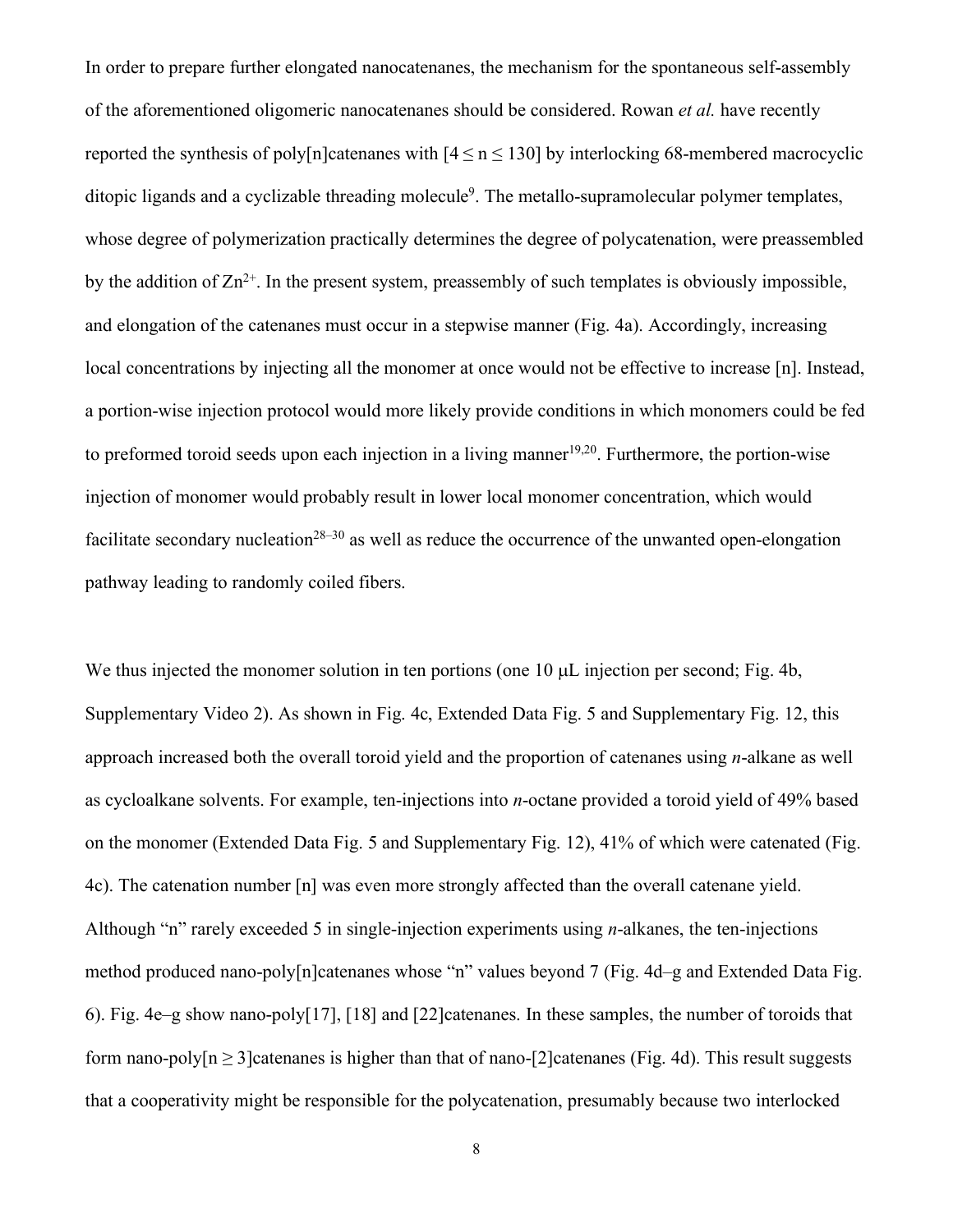In order to prepare further elongated nanocatenanes, the mechanism for the spontaneous self-assembly of the aforementioned oligomeric nanocatenanes should be considered. Rowan *et al.* have recently reported the synthesis of poly[n]catenanes with $[4 \leq n \leq 130]$ by interlocking 68-membered macrocyclic ditopic ligands and a cyclizable threading molecule[9]. The metallo-supramolecular polymer templates, whose degree of polymerization practically determines the degree of polycatenation, were preassembled by the addition of $Zn^{2+}$. In the present system, preassembly of such templates is obviously impossible, and elongation of the catenanes must occur in a stepwise manner (Fig. 4a). Accordingly, increasing local concentrations by injecting all the monomer at once would not be effective to increase [n]. Instead, a portion-wise injection protocol would more likely provide conditions in which monomers could be fed to preformed toroid seeds upon each injection in a living manner[19,20]. Furthermore, the portion-wise injection of monomer would probably result in lower local monomer concentration, which would facilitate secondary nucleation[28–30] as well as reduce the occurrence of the unwanted open-elongation pathway leading to randomly coiled fibers.

We thus injected the monomer solution in ten portions (one 10 μL injection per second; Fig. 4b, Supplementary Video 2). As shown in Fig. 4c, Extended Data Fig. 5 and Supplementary Fig. 12, this approach increased both the overall toroid yield and the proportion of catenanes using *n*-alkane as well as cycloalkane solvents. For example, ten-injections into *n*-octane provided a toroid yield of 49% based on the monomer (Extended Data Fig. 5 and Supplementary Fig. 12), 41% of which were catenated (Fig. 4c). The catenation number [n] was even more strongly affected than the overall catenane yield. Although "n" rarely exceeded 5 in single-injection experiments using *n*-alkanes, the ten-injections method produced nano-poly[n]catenanes whose "n" values beyond 7 (Fig. 4d–g and Extended Data Fig. 6). Fig. 4e–g show nano-poly[17], [18] and [22]catenanes. In these samples, the number of toroids that form nano-poly$[n \geq 3]$catenanes is higher than that of nano-[2]catenanes (Fig. 4d). This result suggests that a cooperativity might be responsible for the polycatenation, presumably because two interlocked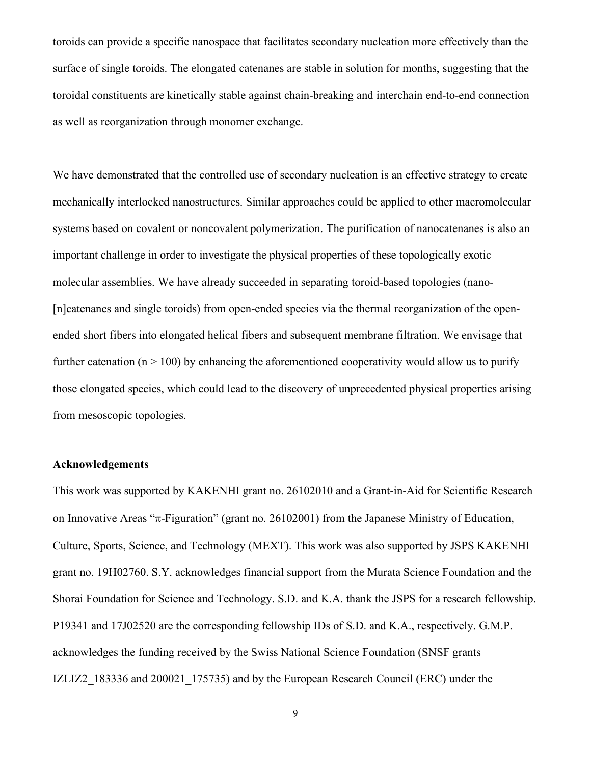toroids can provide a specific nanospace that facilitates secondary nucleation more effectively than the surface of single toroids. The elongated catenanes are stable in solution for months, suggesting that the toroidal constituents are kinetically stable against chain-breaking and interchain end-to-end connection as well as reorganization through monomer exchange.

We have demonstrated that the controlled use of secondary nucleation is an effective strategy to create mechanically interlocked nanostructures. Similar approaches could be applied to other macromolecular systems based on covalent or noncovalent polymerization. The purification of nanocatenanes is also an important challenge in order to investigate the physical properties of these topologically exotic molecular assemblies. We have already succeeded in separating toroid-based topologies (nano-[n]catenanes and single toroids) from open-ended species via the thermal reorganization of the open-ended short fibers into elongated helical fibers and subsequent membrane filtration. We envisage that further catenation ($n > 100$) by enhancing the aforementioned cooperativity would allow us to purify those elongated species, which could lead to the discovery of unprecedented physical properties arising from mesoscopic topologies.

## Acknowledgements

This work was supported by KAKENHI grant no. 26102010 and a Grant-in-Aid for Scientific Research on Innovative Areas "π-Figuration" (grant no. 26102001) from the Japanese Ministry of Education, Culture, Sports, Science, and Technology (MEXT). This work was also supported by JSPS KAKENHI grant no. 19H02760. S.Y. acknowledges financial support from the Murata Science Foundation and the Shorai Foundation for Science and Technology. S.D. and K.A. thank the JSPS for a research fellowship. P19341 and 17J02520 are the corresponding fellowship IDs of S.D. and K.A., respectively. G.M.P. acknowledges the funding received by the Swiss National Science Foundation (SNSF grants IZLIZ2_183336 and 200021_175735) and by the European Research Council (ERC) under the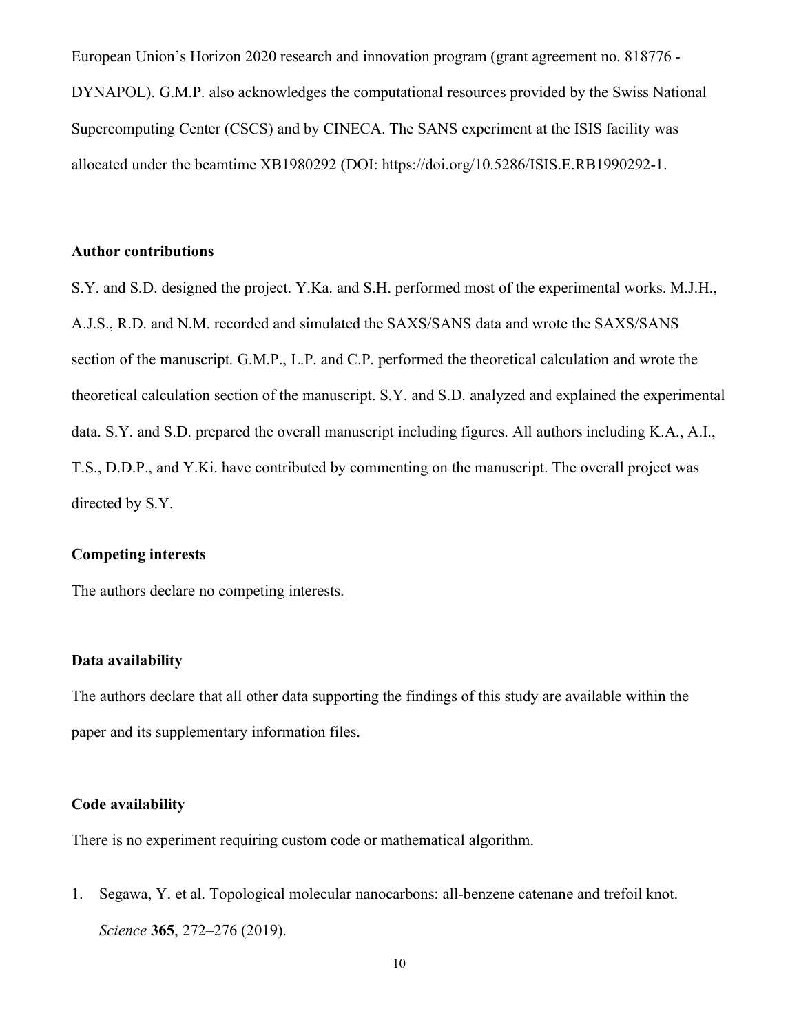European Union's Horizon 2020 research and innovation program (grant agreement no. 818776 - DYNAPOL). G.M.P. also acknowledges the computational resources provided by the Swiss National Supercomputing Center (CSCS) and by CINECA. The SANS experiment at the ISIS facility was allocated under the beamtime XB1980292 (DOI: https://doi.org/10.5286/ISIS.E.RB1990292-1.

### Author contributions

S.Y. and S.D. designed the project. Y.Ka. and S.H. performed most of the experimental works. M.J.H., A.J.S., R.D. and N.M. recorded and simulated the SAXS/SANS data and wrote the SAXS/SANS section of the manuscript. G.M.P., L.P. and C.P. performed the theoretical calculation and wrote the theoretical calculation section of the manuscript. S.Y. and S.D. analyzed and explained the experimental data. S.Y. and S.D. prepared the overall manuscript including figures. All authors including K.A., A.I., T.S., D.D.P., and Y.Ki. have contributed by commenting on the manuscript. The overall project was directed by S.Y.

### Competing interests

The authors declare no competing interests.

### Data availability

The authors declare that all other data supporting the findings of this study are available within the paper and its supplementary information files.

### Code availability

There is no experiment requiring custom code or mathematical algorithm.

1. Segawa, Y. et al. Topological molecular nanocarbons: all-benzene catenane and trefoil knot. *Science* **365**, 272–276 (2019).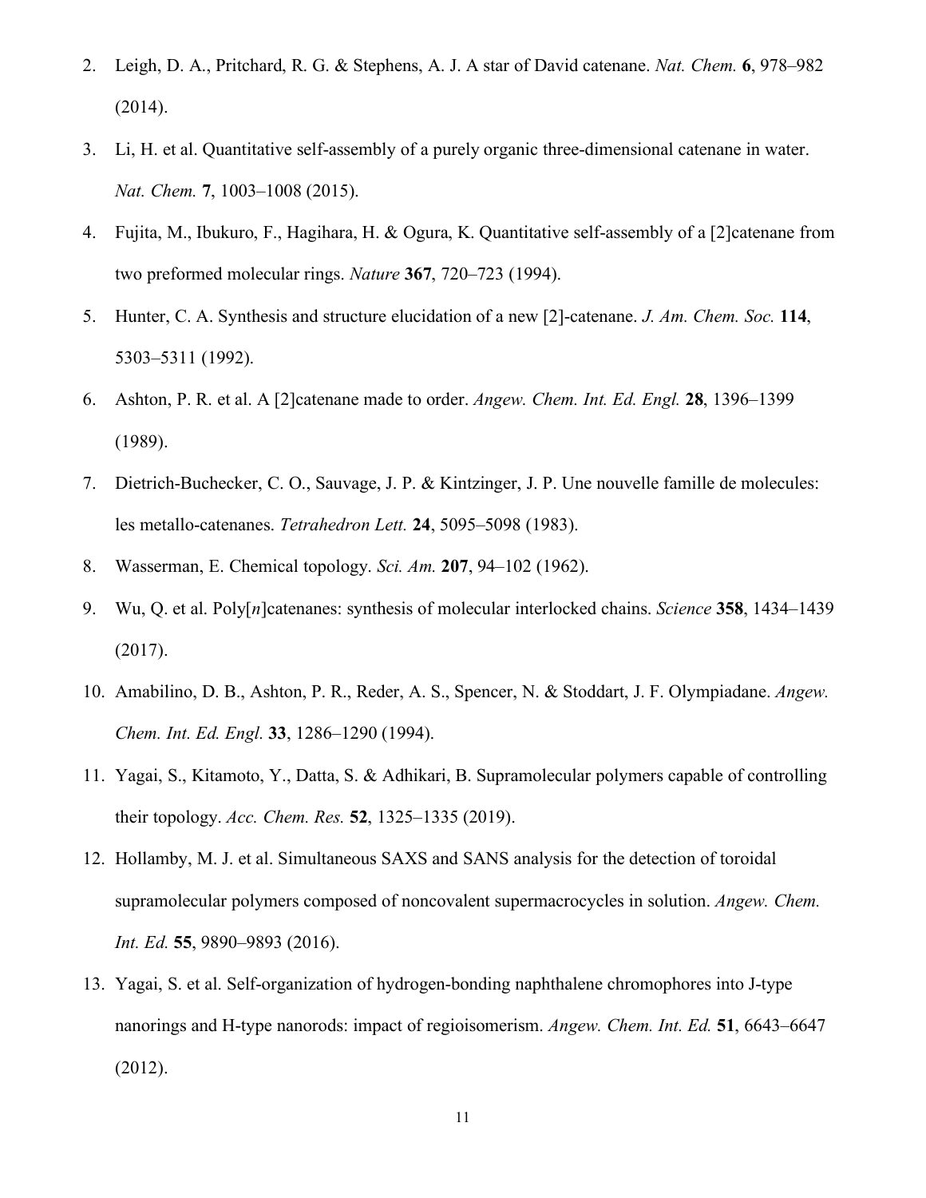2. Leigh, D. A., Pritchard, R. G. & Stephens, A. J. A star of David catenane. *Nat. Chem.* **6**, 978–982 (2014).
3. Li, H. et al. Quantitative self-assembly of a purely organic three-dimensional catenane in water. *Nat. Chem.* **7**, 1003–1008 (2015).
4. Fujita, M., Ibukuro, F., Hagihara, H. & Ogura, K. Quantitative self-assembly of a [2]catenane from two preformed molecular rings. *Nature* **367**, 720–723 (1994).
5. Hunter, C. A. Synthesis and structure elucidation of a new [2]-catenane. *J. Am. Chem. Soc.* **114**, 5303–5311 (1992).
6. Ashton, P. R. et al. A [2]catenane made to order. *Angew. Chem. Int. Ed. Engl.* **28**, 1396–1399 (1989).
7. Dietrich-Buchecker, C. O., Sauvage, J. P. & Kintzinger, J. P. Une nouvelle famille de molecules: les metallo-catenanes. *Tetrahedron Lett.* **24**, 5095–5098 (1983).
8. Wasserman, E. Chemical topology. *Sci. Am.* **207**, 94–102 (1962).
9. Wu, Q. et al. Poly[*n*]catenanes: synthesis of molecular interlocked chains. *Science* **358**, 1434–1439 (2017).
10. Amabilino, D. B., Ashton, P. R., Reder, A. S., Spencer, N. & Stoddart, J. F. Olympiadane. *Angew. Chem. Int. Ed. Engl.* **33**, 1286–1290 (1994).
11. Yagai, S., Kitamoto, Y., Datta, S. & Adhikari, B. Supramolecular polymers capable of controlling their topology. *Acc. Chem. Res.* **52**, 1325–1335 (2019).
12. Hollamby, M. J. et al. Simultaneous SAXS and SANS analysis for the detection of toroidal supramolecular polymers composed of noncovalent supermacrocycles in solution. *Angew. Chem. Int. Ed.* **55**, 9890–9893 (2016).
13. Yagai, S. et al. Self-organization of hydrogen-bonding naphthalene chromophores into J-type nanorings and H-type nanorods: impact of regioisomerism. *Angew. Chem. Int. Ed.* **51**, 6643–6647 (2012).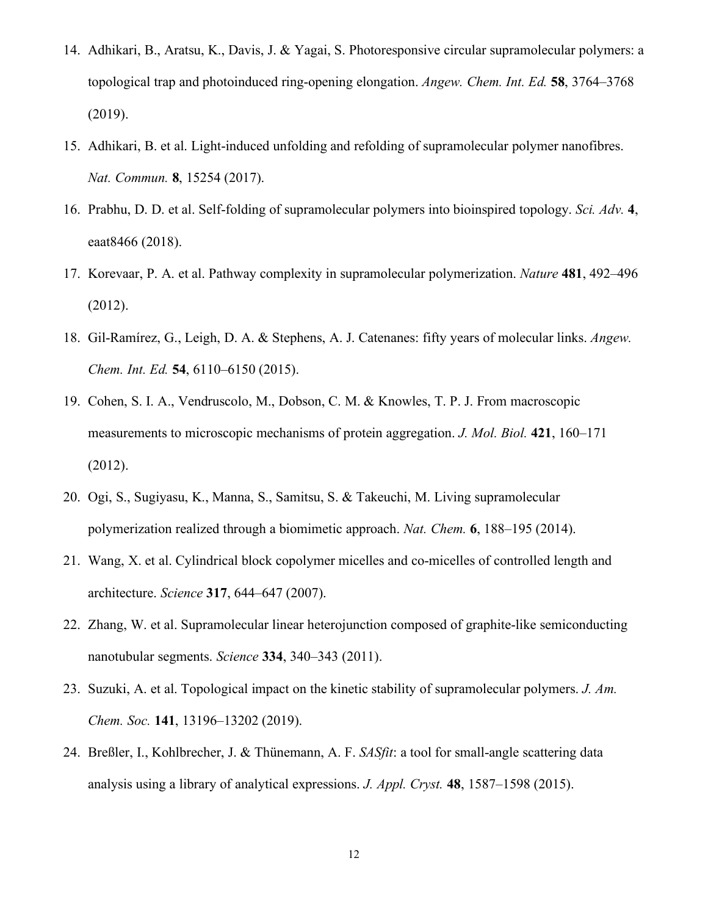14. Adhikari, B., Aratsu, K., Davis, J. & Yagai, S. Photoresponsive circular supramolecular polymers: a topological trap and photoinduced ring-opening elongation. *Angew. Chem. Int. Ed.* **58**, 3764–3768 (2019).
15. Adhikari, B. et al. Light-induced unfolding and refolding of supramolecular polymer nanofibres. *Nat. Commun.* **8**, 15254 (2017).
16. Prabhu, D. D. et al. Self-folding of supramolecular polymers into bioinspired topology. *Sci. Adv.* **4**, eaat8466 (2018).
17. Korevaar, P. A. et al. Pathway complexity in supramolecular polymerization. *Nature* **481**, 492–496 (2012).
18. Gil-Ramírez, G., Leigh, D. A. & Stephens, A. J. Catenanes: fifty years of molecular links. *Angew. Chem. Int. Ed.* **54**, 6110–6150 (2015).
19. Cohen, S. I. A., Vendruscolo, M., Dobson, C. M. & Knowles, T. P. J. From macroscopic measurements to microscopic mechanisms of protein aggregation. *J. Mol. Biol.* **421**, 160–171 (2012).
20. Ogi, S., Sugiyasu, K., Manna, S., Samitsu, S. & Takeuchi, M. Living supramolecular polymerization realized through a biomimetic approach. *Nat. Chem.* **6**, 188–195 (2014).
21. Wang, X. et al. Cylindrical block copolymer micelles and co-micelles of controlled length and architecture. *Science* **317**, 644–647 (2007).
22. Zhang, W. et al. Supramolecular linear heterojunction composed of graphite-like semiconducting nanotubular segments. *Science* **334**, 340–343 (2011).
23. Suzuki, A. et al. Topological impact on the kinetic stability of supramolecular polymers. *J. Am. Chem. Soc.* **141**, 13196–13202 (2019).
24. Breßler, I., Kohlbrecher, J. & Thünemann, A. F. *SASfit*: a tool for small-angle scattering data analysis using a library of analytical expressions. *J. Appl. Cryst.* **48**, 1587–1598 (2015).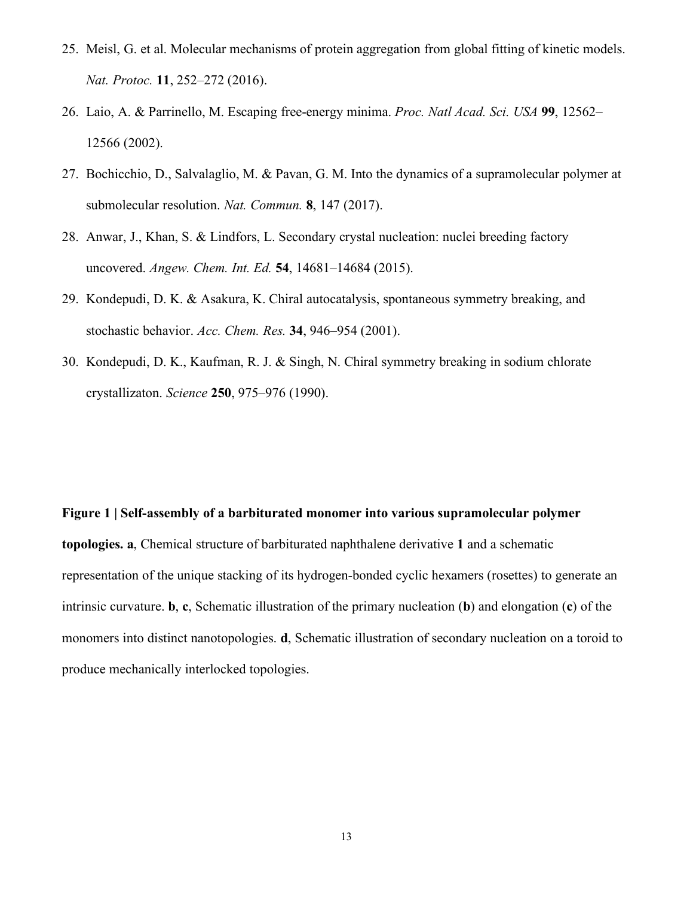25. Meisl, G. et al. Molecular mechanisms of protein aggregation from global fitting of kinetic models. *Nat. Protoc.* **11**, 252–272 (2016).
26. Laio, A. & Parrinello, M. Escaping free-energy minima. *Proc. Natl Acad. Sci. USA* **99**, 12562–12566 (2002).
27. Bochicchio, D., Salvalaglio, M. & Pavan, G. M. Into the dynamics of a supramolecular polymer at submolecular resolution. *Nat. Commun.* **8**, 147 (2017).
28. Anwar, J., Khan, S. & Lindfors, L. Secondary crystal nucleation: nuclei breeding factory uncovered. *Angew. Chem. Int. Ed.* **54**, 14681–14684 (2015).
29. Kondepudi, D. K. & Asakura, K. Chiral autocatalysis, spontaneous symmetry breaking, and stochastic behavior. *Acc. Chem. Res.* **34**, 946–954 (2001).
30. Kondepudi, D. K., Kaufman, R. J. & Singh, N. Chiral symmetry breaking in sodium chlorate crystallizaton. *Science* **250**, 975–976 (1990).

**Figure 1 | Self-assembly of a barbiturated monomer into various supramolecular polymer topologies. a**, Chemical structure of barbiturated naphthalene derivative **1** and a schematic representation of the unique stacking of its hydrogen-bonded cyclic hexamers (rosettes) to generate an intrinsic curvature. **b**, **c**, Schematic illustration of the primary nucleation (**b**) and elongation (**c**) of the monomers into distinct nanotopologies. **d**, Schematic illustration of secondary nucleation on a toroid to produce mechanically interlocked topologies.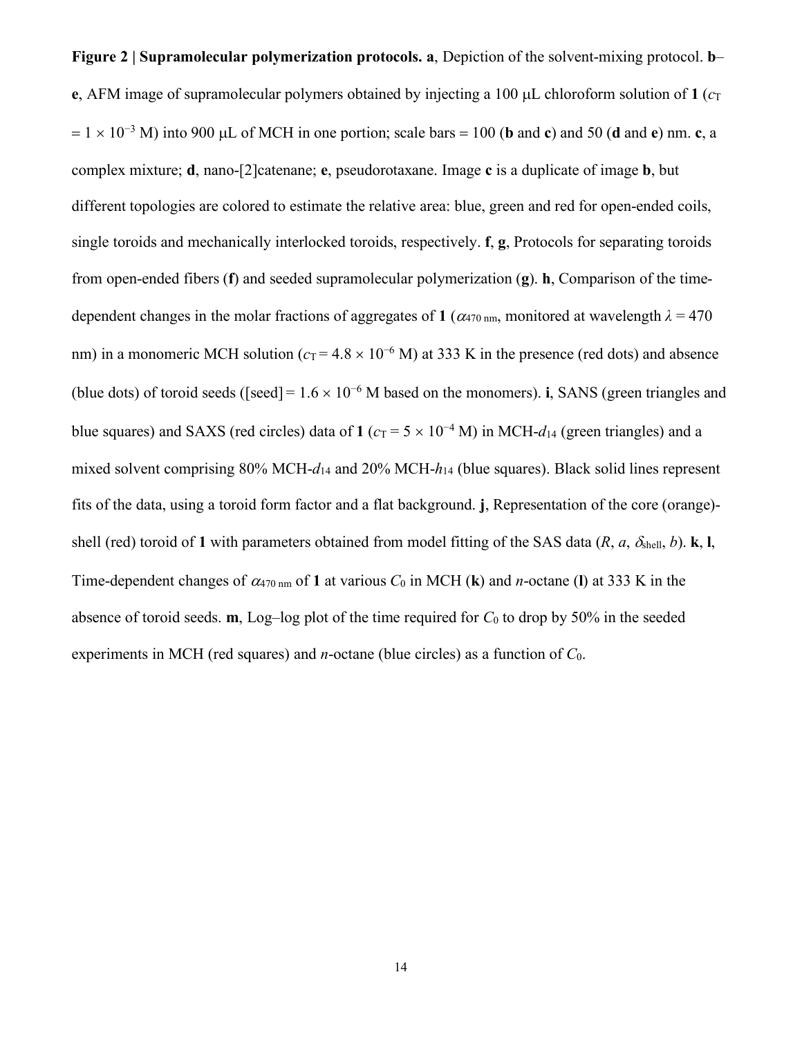**Figure 2 | Supramolecular polymerization protocols. a**, Depiction of the solvent-mixing protocol. **b**–**e**, AFM image of supramolecular polymers obtained by injecting a 100 μL chloroform solution of **1** ($c_T = 1 \times 10^{-3}$ M) into 900 μL of MCH in one portion; scale bars = 100 (**b** and **c**) and 50 (**d** and **e**) nm. **c**, a complex mixture; **d**, nano-[2]catenane; **e**, pseudorotaxane. Image **c** is a duplicate of image **b**, but different topologies are colored to estimate the relative area: blue, green and red for open-ended coils, single toroids and mechanically interlocked toroids, respectively. **f**, **g**, Protocols for separating toroids from open-ended fibers (**f**) and seeded supramolecular polymerization (**g**). **h**, Comparison of the time-dependent changes in the molar fractions of aggregates of **1** ($\alpha_{470\text{ nm}}$, monitored at wavelength $\lambda = 470$ nm) in a monomeric MCH solution ($c_T = 4.8 \times 10^{-6}$ M) at 333 K in the presence (red dots) and absence (blue dots) of toroid seeds ([seed] = $1.6 \times 10^{-6}$ M based on the monomers). **i**, SANS (green triangles and blue squares) and SAXS (red circles) data of **1** ($c_T = 5 \times 10^{-4}$ M) in MCH-$d_{14}$ (green triangles) and a mixed solvent comprising 80% MCH-$d_{14}$ and 20% MCH-$h_{14}$ (blue squares). Black solid lines represent fits of the data, using a toroid form factor and a flat background. **j**, Representation of the core (orange)-shell (red) toroid of **1** with parameters obtained from model fitting of the SAS data ($R$, $a$, $\delta_{\text{shell}}$, $b$). **k**, **l**, Time-dependent changes of $\alpha_{470\text{ nm}}$ of **1** at various $C_0$ in MCH (**k**) and *n*-octane (**l**) at 333 K in the absence of toroid seeds. **m**, Log–log plot of the time required for $C_0$ to drop by 50% in the seeded experiments in MCH (red squares) and *n*-octane (blue circles) as a function of $C_0$.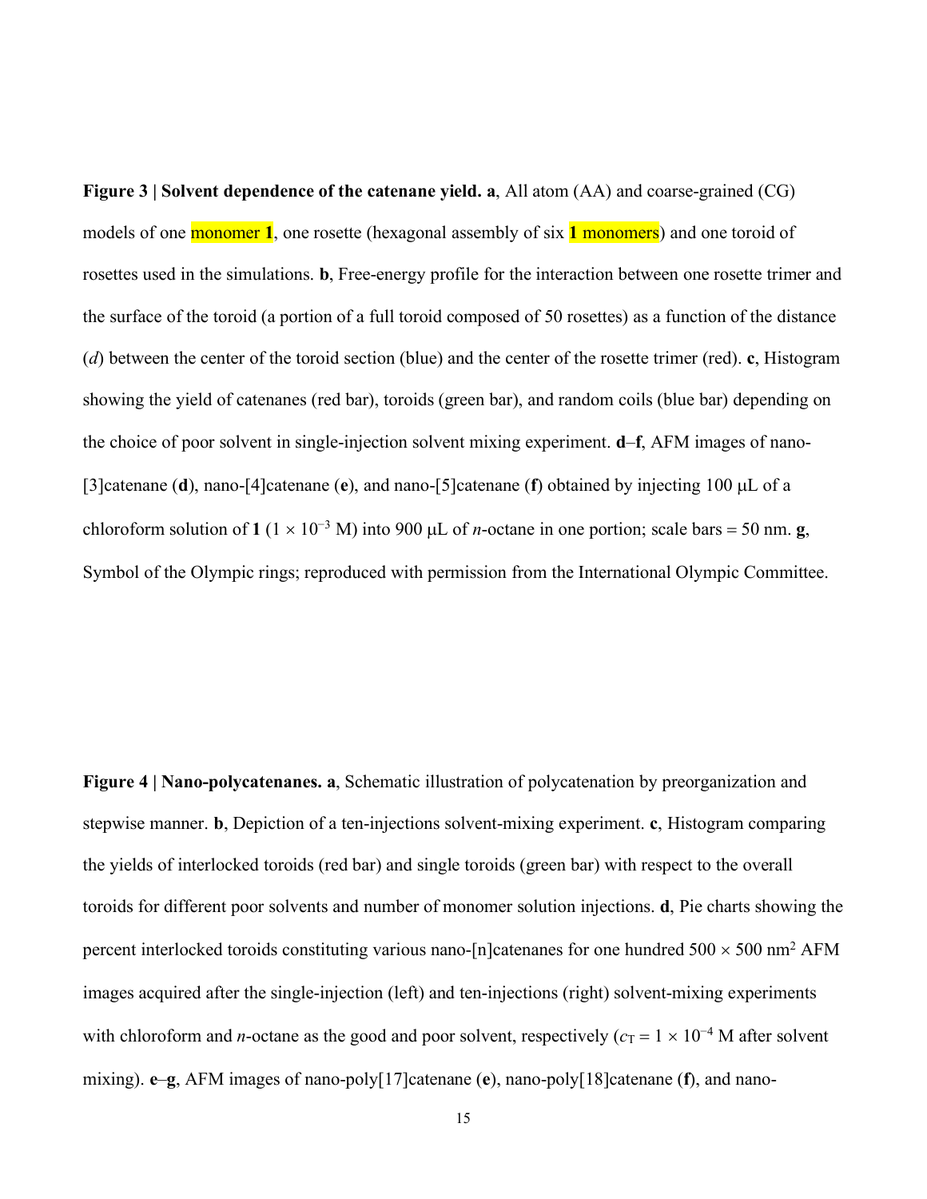**Figure 3 | Solvent dependence of the catenane yield. a**, All atom (AA) and coarse-grained (CG) models of one monomer **1**, one rosette (hexagonal assembly of six **1** monomers) and one toroid of rosettes used in the simulations. **b**, Free-energy profile for the interaction between one rosette trimer and the surface of the toroid (a portion of a full toroid composed of 50 rosettes) as a function of the distance (*d*) between the center of the toroid section (blue) and the center of the rosette trimer (red). **c**, Histogram showing the yield of catenanes (red bar), toroids (green bar), and random coils (blue bar) depending on the choice of poor solvent in single-injection solvent mixing experiment. **d**–**f**, AFM images of nano-[3]catenane (**d**), nano-[4]catenane (**e**), and nano-[5]catenane (**f**) obtained by injecting 100 μL of a chloroform solution of **1** ($1 \times 10^{-3}$ M) into 900 μL of *n*-octane in one portion; scale bars = 50 nm. **g**, Symbol of the Olympic rings; reproduced with permission from the International Olympic Committee.

**Figure 4 | Nano-polycatenanes. a**, Schematic illustration of polycatenation by preorganization and stepwise manner. **b**, Depiction of a ten-injections solvent-mixing experiment. **c**, Histogram comparing the yields of interlocked toroids (red bar) and single toroids (green bar) with respect to the overall toroids for different poor solvents and number of monomer solution injections. **d**, Pie charts showing the percent interlocked toroids constituting various nano-[n]catenanes for one hundred $500 \times 500$ nm$^2$ AFM images acquired after the single-injection (left) and ten-injections (right) solvent-mixing experiments with chloroform and *n*-octane as the good and poor solvent, respectively ($c_T = 1 \times 10^{-4}$ M after solvent mixing). **e**–**g**, AFM images of nano-poly[17]catenane (**e**), nano-poly[18]catenane (**f**), and nano-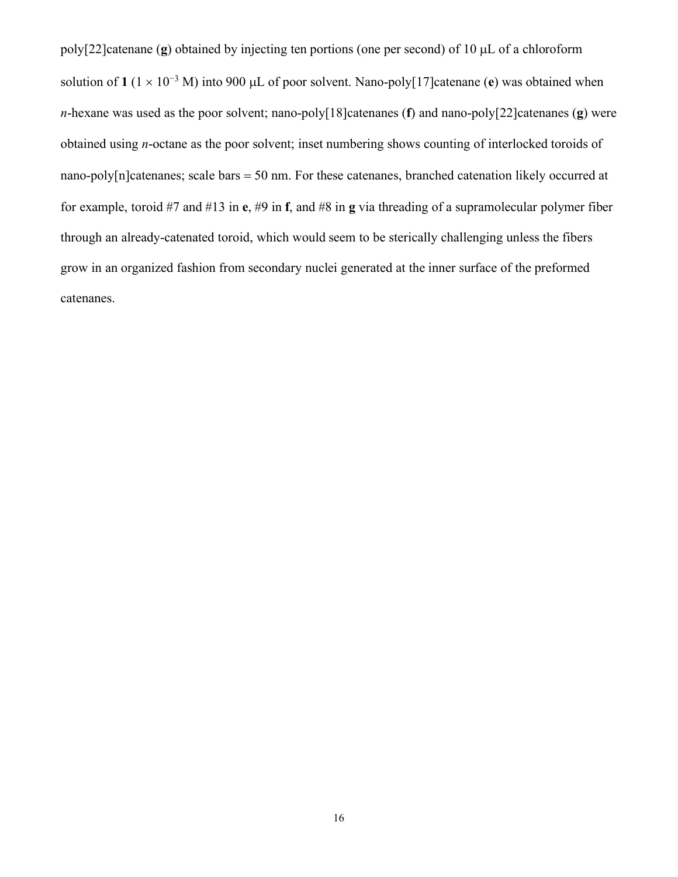poly[22]catenane (**g**) obtained by injecting ten portions (one per second) of 10 μL of a chloroform solution of **1** ($1 \times 10^{-3}$ M) into 900 μL of poor solvent. Nano-poly[17]catenane (**e**) was obtained when *n*-hexane was used as the poor solvent; nano-poly[18]catenanes (**f**) and nano-poly[22]catenanes (**g**) were obtained using *n*-octane as the poor solvent; inset numbering shows counting of interlocked toroids of nano-poly[n]catenanes; scale bars = 50 nm. For these catenanes, branched catenation likely occurred at for example, toroid #7 and #13 in **e**, #9 in **f**, and #8 in **g** via threading of a supramolecular polymer fiber through an already-catenated toroid, which would seem to be sterically challenging unless the fibers grow in an organized fashion from secondary nuclei generated at the inner surface of the preformed catenanes.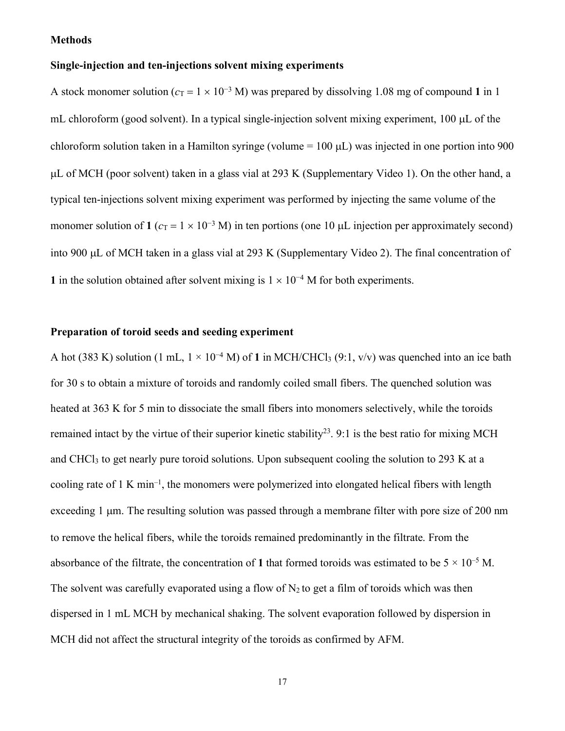## Methods

### Single-injection and ten-injections solvent mixing experiments

A stock monomer solution ($c_T = 1 \times 10^{-3}$ M) was prepared by dissolving 1.08 mg of compound **1** in 1 mL chloroform (good solvent). In a typical single-injection solvent mixing experiment, 100 μL of the chloroform solution taken in a Hamilton syringe (volume = 100 μL) was injected in one portion into 900 μL of MCH (poor solvent) taken in a glass vial at 293 K (Supplementary Video 1). On the other hand, a typical ten-injections solvent mixing experiment was performed by injecting the same volume of the monomer solution of **1** ($c_T = 1 \times 10^{-3}$ M) in ten portions (one 10 μL injection per approximately second) into 900 μL of MCH taken in a glass vial at 293 K (Supplementary Video 2). The final concentration of **1** in the solution obtained after solvent mixing is $1 \times 10^{-4}$ M for both experiments.

### Preparation of toroid seeds and seeding experiment

A hot (383 K) solution (1 mL, $1 \times 10^{-4}$ M) of **1** in MCH/$CHCl_3$ (9:1, v/v) was quenched into an ice bath for 30 s to obtain a mixture of toroids and randomly coiled small fibers. The quenched solution was heated at 363 K for 5 min to dissociate the small fibers into monomers selectively, while the toroids remained intact by the virtue of their superior kinetic stability[23]. 9:1 is the best ratio for mixing MCH and $CHCl_3$ to get nearly pure toroid solutions. Upon subsequent cooling the solution to 293 K at a cooling rate of 1 K min$^{-1}$, the monomers were polymerized into elongated helical fibers with length exceeding 1 μm. The resulting solution was passed through a membrane filter with pore size of 200 nm to remove the helical fibers, while the toroids remained predominantly in the filtrate. From the absorbance of the filtrate, the concentration of **1** that formed toroids was estimated to be $5 \times 10^{-5}$ M. The solvent was carefully evaporated using a flow of $N_2$ to get a film of toroids which was then dispersed in 1 mL MCH by mechanical shaking. The solvent evaporation followed by dispersion in MCH did not affect the structural integrity of the toroids as confirmed by AFM.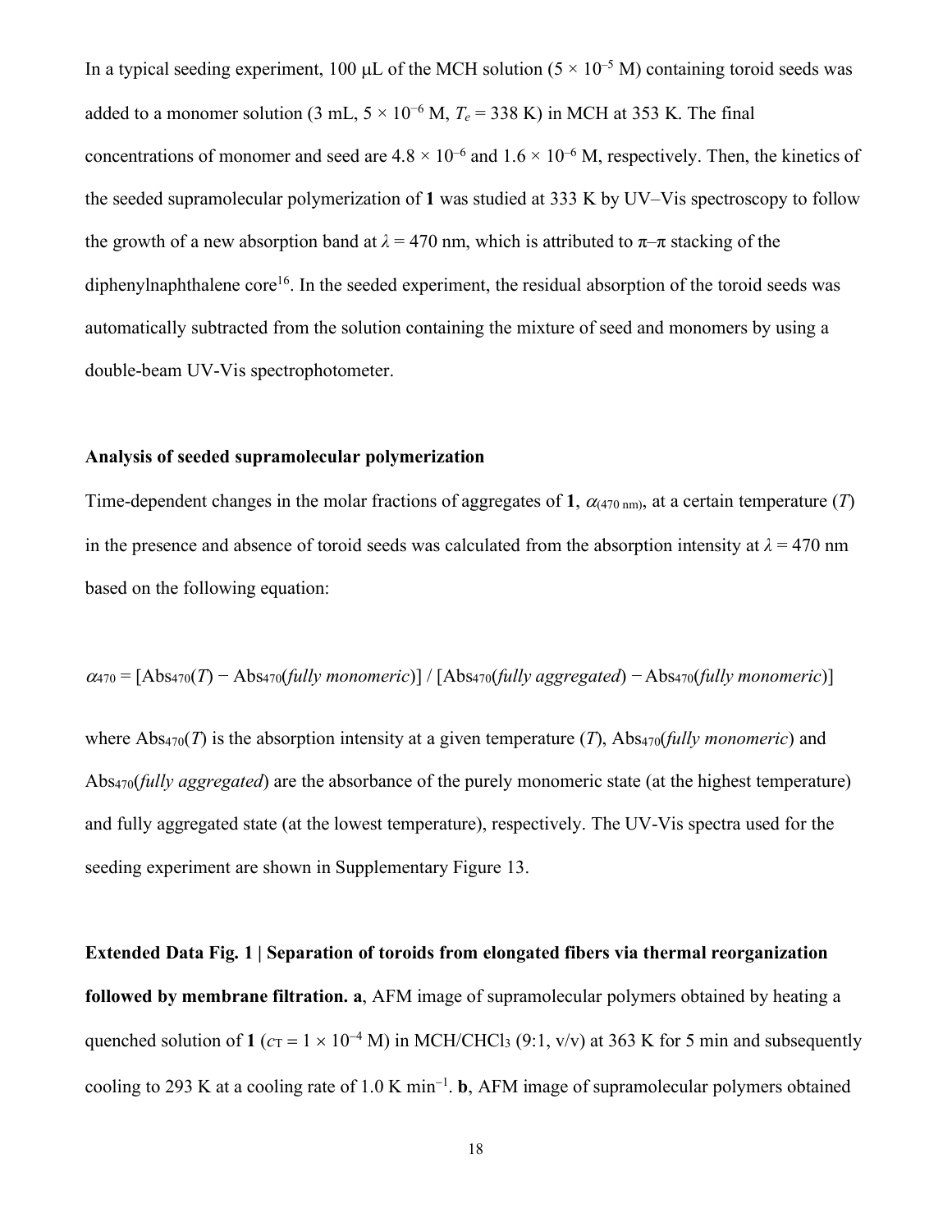In a typical seeding experiment, 100 μL of the MCH solution ($5 \times 10^{-5}$ M) containing toroid seeds was added to a monomer solution (3 mL, $5 \times 10^{-6}$ M, $T_e$ = 338 K) in MCH at 353 K. The final concentrations of monomer and seed are $4.8 \times 10^{-6}$ and $1.6 \times 10^{-6}$ M, respectively. Then, the kinetics of the seeded supramolecular polymerization of **1** was studied at 333 K by UV–Vis spectroscopy to follow the growth of a new absorption band at $\lambda$ = 470 nm, which is attributed to π–π stacking of the diphenylnaphthalene core[16]. In the seeded experiment, the residual absorption of the toroid seeds was automatically subtracted from the solution containing the mixture of seed and monomers by using a double-beam UV-Vis spectrophotometer.

### Analysis of seeded supramolecular polymerization

Time-dependent changes in the molar fractions of aggregates of **1**, $\alpha_{(470\ \mathrm{nm})}$, at a certain temperature ($T$) in the presence and absence of toroid seeds was calculated from the absorption intensity at $\lambda$ = 470 nm based on the following equation:

$$\alpha_{470} = [\mathrm{Abs}_{470}(T) - \mathrm{Abs}_{470}(\textit{fully monomeric})] / [\mathrm{Abs}_{470}(\textit{fully aggregated}) - \mathrm{Abs}_{470}(\textit{fully monomeric})]$$

where $\mathrm{Abs}_{470}(T)$ is the absorption intensity at a given temperature ($T$), $\mathrm{Abs}_{470}$(*fully monomeric*) and $\mathrm{Abs}_{470}$(*fully aggregated*) are the absorbance of the purely monomeric state (at the highest temperature) and fully aggregated state (at the lowest temperature), respectively. The UV-Vis spectra used for the seeding experiment are shown in Supplementary Figure 13.

**Extended Data Fig. 1 | Separation of toroids from elongated fibers via thermal reorganization followed by membrane filtration. a**, AFM image of supramolecular polymers obtained by heating a quenched solution of **1** ($c_T = 1 \times 10^{-4}$ M) in MCH/$CHCl_3$ (9:1, v/v) at 363 K for 5 min and subsequently cooling to 293 K at a cooling rate of 1.0 K $\mathrm{min}^{-1}$. **b**, AFM image of supramolecular polymers obtained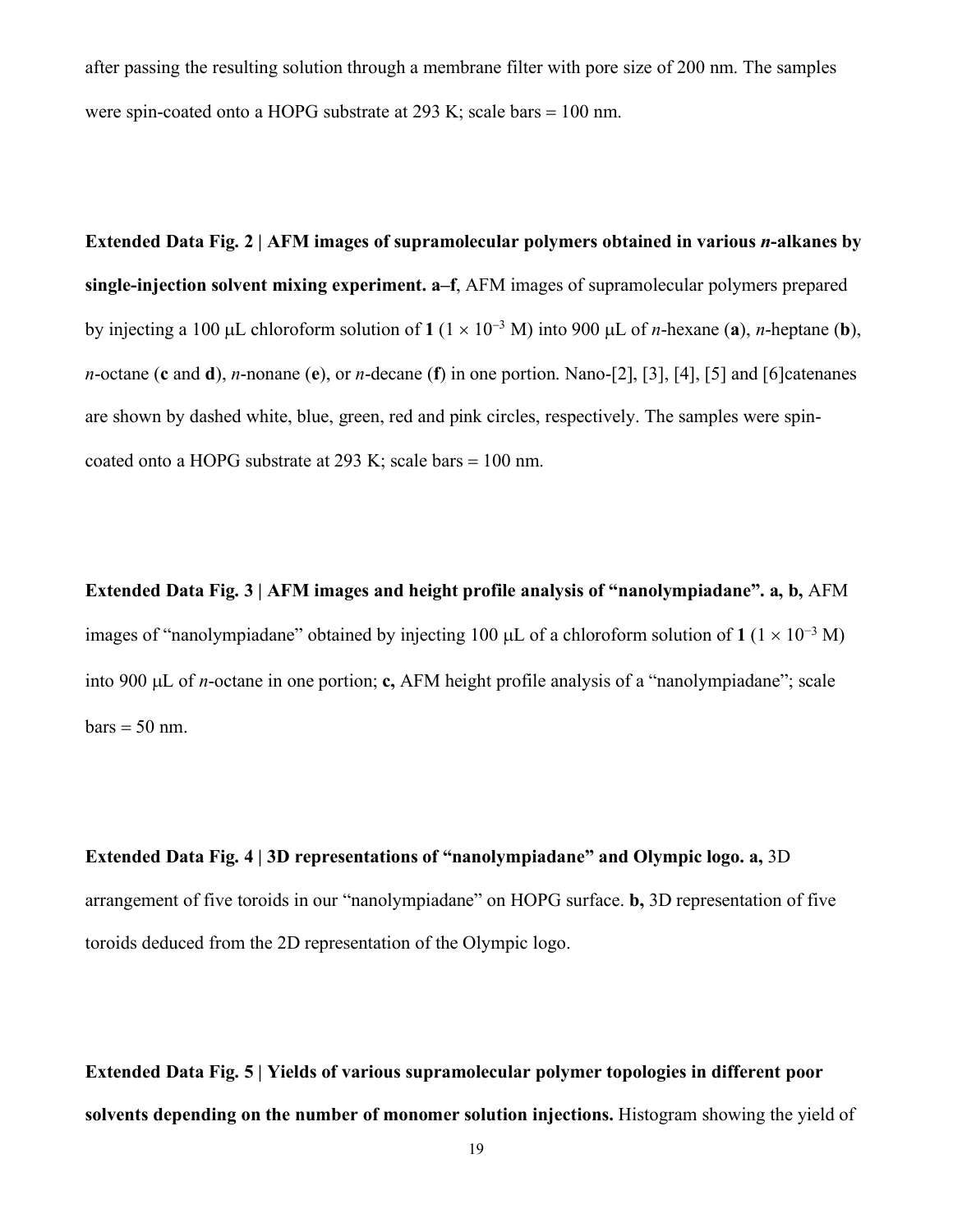after passing the resulting solution through a membrane filter with pore size of 200 nm. The samples were spin-coated onto a HOPG substrate at 293 K; scale bars = 100 nm.

**Extended Data Fig. 2 | AFM images of supramolecular polymers obtained in various *n*-alkanes by single-injection solvent mixing experiment. a–f**, AFM images of supramolecular polymers prepared by injecting a 100 μL chloroform solution of **1** ($1 \times 10^{-3}$ M) into 900 μL of *n*-hexane (**a**), *n*-heptane (**b**), *n*-octane (**c** and **d**), *n*-nonane (**e**), or *n*-decane (**f**) in one portion. Nano-[2], [3], [4], [5] and [6]catenanes are shown by dashed white, blue, green, red and pink circles, respectively. The samples were spin-coated onto a HOPG substrate at 293 K; scale bars = 100 nm.

**Extended Data Fig. 3 | AFM images and height profile analysis of "nanolympiadane". a, b,** AFM images of "nanolympiadane" obtained by injecting 100 μL of a chloroform solution of **1** ($1 \times 10^{-3}$ M) into 900 μL of *n*-octane in one portion; **c,** AFM height profile analysis of a "nanolympiadane"; scale bars = 50 nm.

**Extended Data Fig. 4 | 3D representations of "nanolympiadane" and Olympic logo. a,** 3D arrangement of five toroids in our "nanolympiadane" on HOPG surface. **b,** 3D representation of five toroids deduced from the 2D representation of the Olympic logo.

**Extended Data Fig. 5 | Yields of various supramolecular polymer topologies in different poor solvents depending on the number of monomer solution injections.** Histogram showing the yield of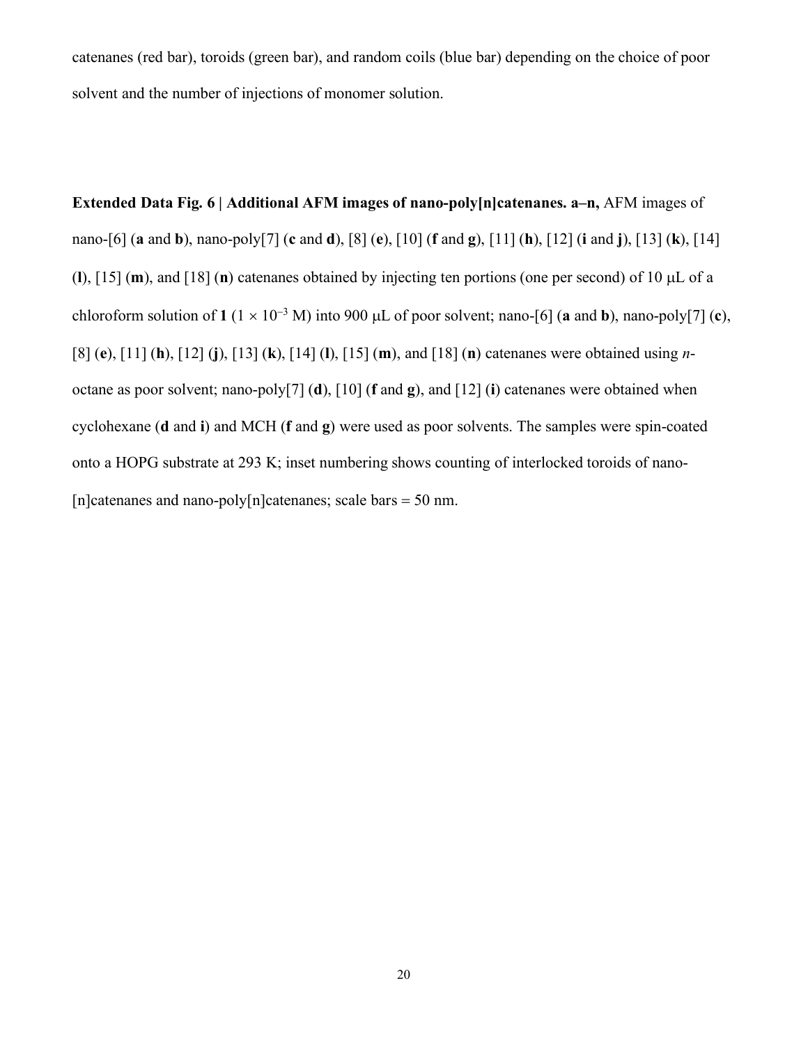catenanes (red bar), toroids (green bar), and random coils (blue bar) depending on the choice of poor solvent and the number of injections of monomer solution.

**Extended Data Fig. 6 | Additional AFM images of nano-poly[n]catenanes. a–n,** AFM images of nano-[6] (**a** and **b**), nano-poly[7] (**c** and **d**), [8] (**e**), [10] (**f** and **g**), [11] (**h**), [12] (**i** and **j**), [13] (**k**), [14] (**l**), [15] (**m**), and [18] (**n**) catenanes obtained by injecting ten portions (one per second) of 10 μL of a chloroform solution of **1** ($1 \times 10^{-3}$ M) into 900 μL of poor solvent; nano-[6] (**a** and **b**), nano-poly[7] (**c**), [8] (**e**), [11] (**h**), [12] (**j**), [13] (**k**), [14] (**l**), [15] (**m**), and [18] (**n**) catenanes were obtained using *n*-octane as poor solvent; nano-poly[7] (**d**), [10] (**f** and **g**), and [12] (**i**) catenanes were obtained when cyclohexane (**d** and **i**) and MCH (**f** and **g**) were used as poor solvents. The samples were spin-coated onto a HOPG substrate at 293 K; inset numbering shows counting of interlocked toroids of nano-[n]catenanes and nano-poly[n]catenanes; scale bars = 50 nm.